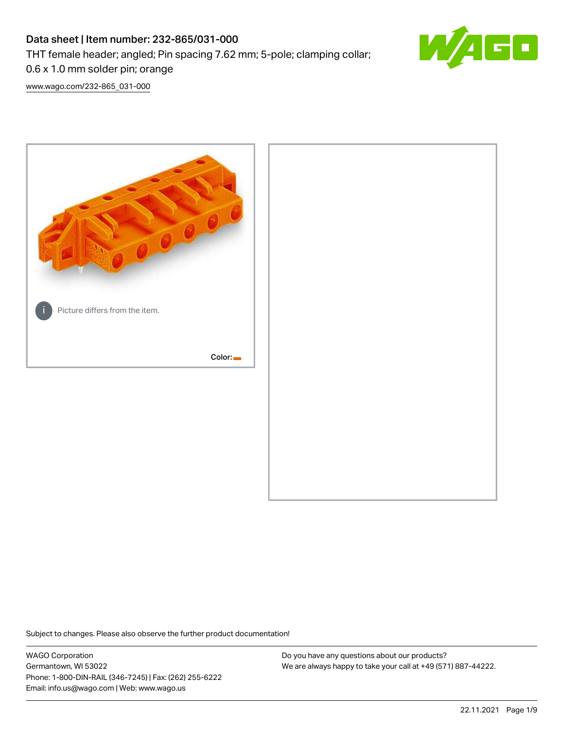# Data sheet | Item number: 232-865/031-000

THT female header; angled; Pin spacing 7.62 mm; 5-pole; clamping collar; 0.6 x 1.0 mm solder pin; orange

[www.wago.com/232-865_031-000](www.wago.com/232-865_031-000)

Picture differs from the item.

Color:

Subject to changes. Please also observe the further product documentation!

WAGO Corporation
Germantown, WI 53022
Phone: 1-800-DIN-RAIL (346-7245) | Fax: (262) 255-6222
Email: info.us@wago.com | Web: www.wago.us

Do you have any questions about our products?
We are always happy to take your call at +49 (571) 887-44222.

22.11.2021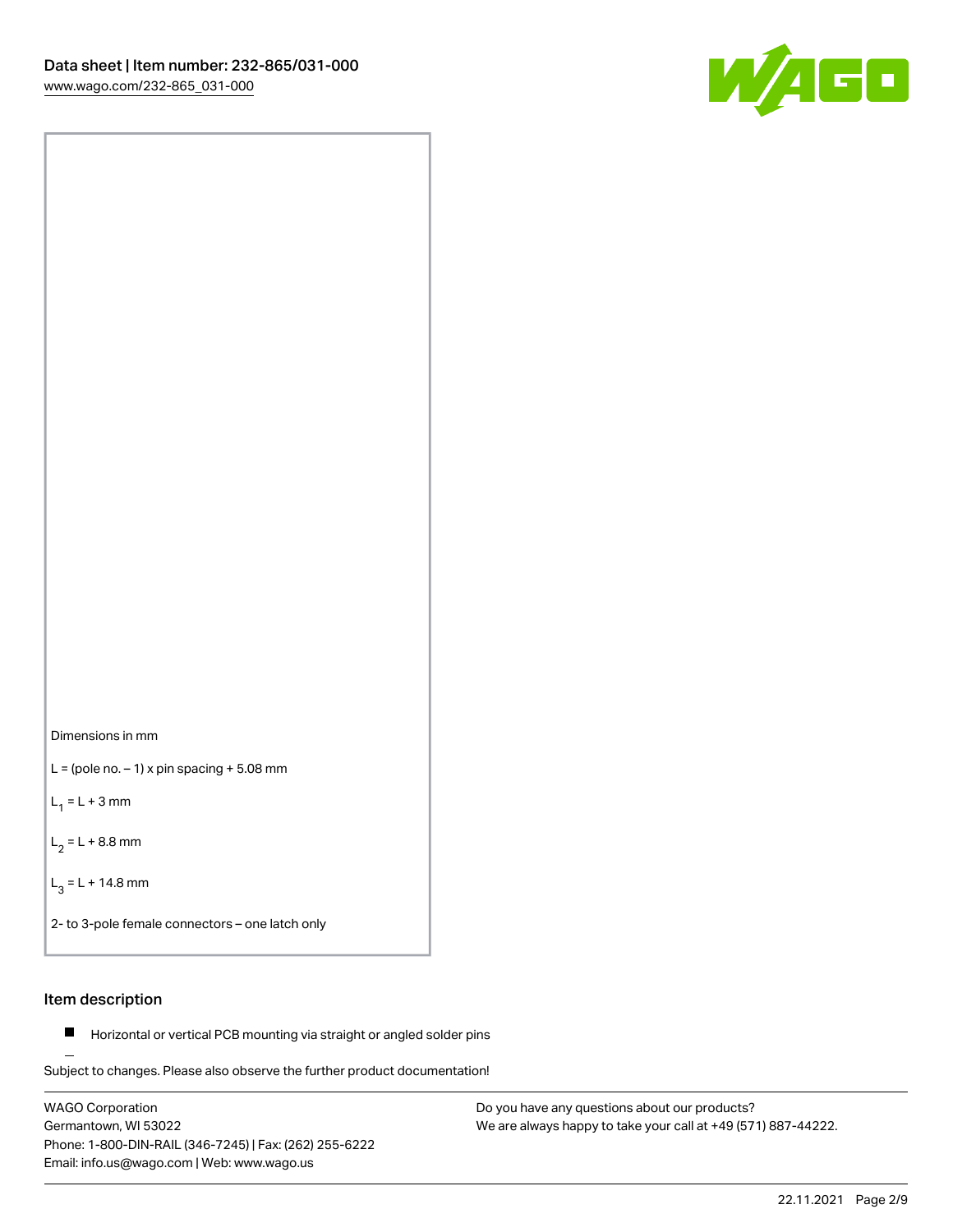Dimensions in mm

L = (pole no. – 1) x pin spacing + 5.08 mm

$L_1$ = L + 3 mm

$L_2$ = L + 8.8 mm

$L_3$ = L + 14.8 mm

2- to 3-pole female connectors – one latch only

## Item description

- Horizontal or vertical PCB mounting via straight or angled solder pins

Subject to changes. Please also observe the further product documentation!

WAGO Corporation
Germantown, WI 53022
Phone: 1-800-DIN-RAIL (346-7245) | Fax: (262) 255-6222
Email: info.us@wago.com | Web: www.wago.us

Do you have any questions about our products?
We are always happy to take your call at +49 (571) 887-44222.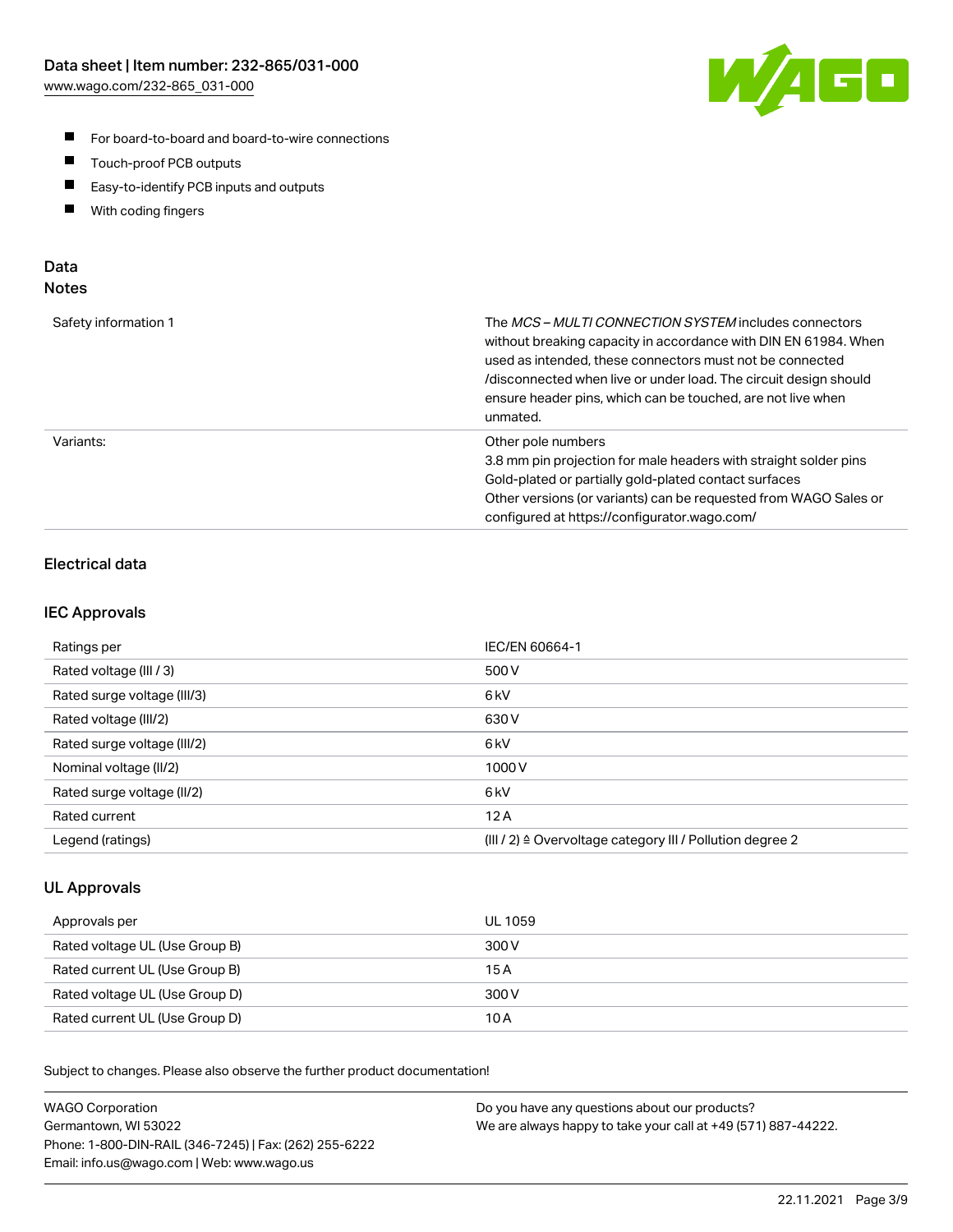- For board-to-board and board-to-wire connections
- Touch-proof PCB outputs
- Easy-to-identify PCB inputs and outputs
- With coding fingers

## Data
### Notes

| | |
|---|---|
| Safety information 1 | The *MCS – MULTI CONNECTION SYSTEM* includes connectors without breaking capacity in accordance with DIN EN 61984. When used as intended, these connectors must not be connected /disconnected when live or under load. The circuit design should ensure header pins, which can be touched, are not live when unmated. |
| Variants: | Other pole numbers<br>3.8 mm pin projection for male headers with straight solder pins<br>Gold-plated or partially gold-plated contact surfaces<br>Other versions (or variants) can be requested from WAGO Sales or configured at https://configurator.wago.com/ |

### Electrical data

### IEC Approvals

| | |
|---|---|
| Ratings per | IEC/EN 60664-1 |
| Rated voltage (III / 3) | 500 V |
| Rated surge voltage (III/3) | 6 kV |
| Rated voltage (III/2) | 630 V |
| Rated surge voltage (III/2) | 6 kV |
| Nominal voltage (II/2) | 1000 V |
| Rated surge voltage (II/2) | 6 kV |
| Rated current | 12 A |
| Legend (ratings) | (III / 2) ≙ Overvoltage category III / Pollution degree 2 |

### UL Approvals

| | |
|---|---|
| Approvals per | UL 1059 |
| Rated voltage UL (Use Group B) | 300 V |
| Rated current UL (Use Group B) | 15 A |
| Rated voltage UL (Use Group D) | 300 V |
| Rated current UL (Use Group D) | 10 A |

Subject to changes. Please also observe the further product documentation!

WAGO Corporation
Germantown, WI 53022
Phone: 1-800-DIN-RAIL (346-7245) | Fax: (262) 255-6222
Email: info.us@wago.com | Web: www.wago.us

Do you have any questions about our products?
We are always happy to take your call at +49 (571) 887-44222.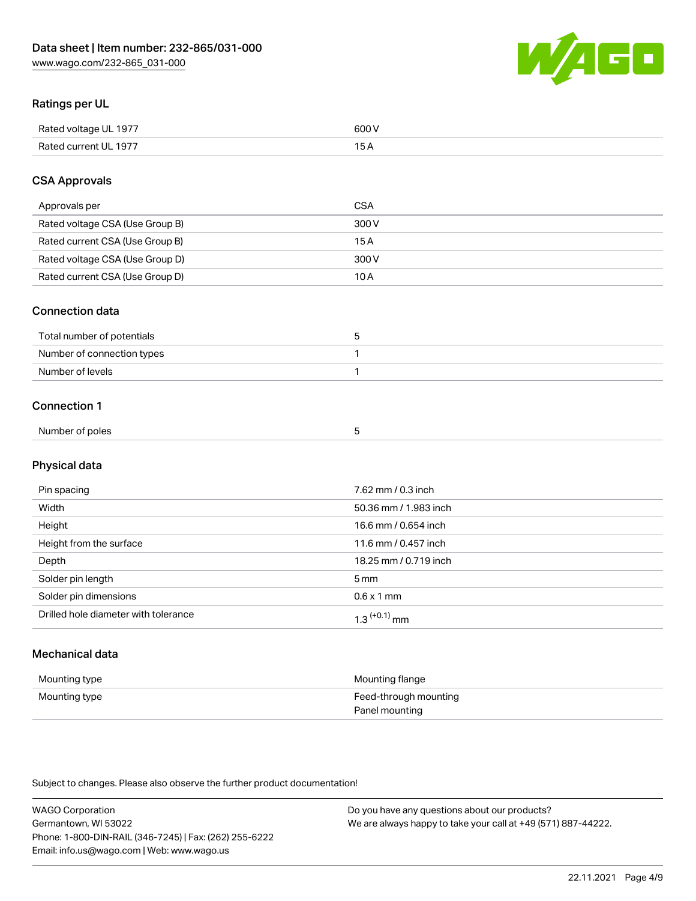## Ratings per UL

| | |
|---|---|
| Rated voltage UL 1977 | 600 V |
| Rated current UL 1977 | 15 A |

## CSA Approvals

| | |
|---|---|
| Approvals per | CSA |
| Rated voltage CSA (Use Group B) | 300 V |
| Rated current CSA (Use Group B) | 15 A |
| Rated voltage CSA (Use Group D) | 300 V |
| Rated current CSA (Use Group D) | 10 A |

## Connection data

| | |
|---|---|
| Total number of potentials | 5 |
| Number of connection types | 1 |
| Number of levels | 1 |

## Connection 1

| | |
|---|---|
| Number of poles | 5 |

## Physical data

| | |
|---|---|
| Pin spacing | 7.62 mm / 0.3 inch |
| Width | 50.36 mm / 1.983 inch |
| Height | 16.6 mm / 0.654 inch |
| Height from the surface | 11.6 mm / 0.457 inch |
| Depth | 18.25 mm / 0.719 inch |
| Solder pin length | 5 mm |
| Solder pin dimensions | 0.6 x 1 mm |
| Drilled hole diameter with tolerance | $1.3^{(+0.1)}$ mm |

## Mechanical data

| | |
|---|---|
| Mounting type | Mounting flange |
| Mounting type | Feed-through mounting<br>Panel mounting |

Subject to changes. Please also observe the further product documentation!

WAGO Corporation
Germantown, WI 53022
Phone: 1-800-DIN-RAIL (346-7245) | Fax: (262) 255-6222
Email: info.us@wago.com | Web: www.wago.us

Do you have any questions about our products?
We are always happy to take your call at +49 (571) 887-44222.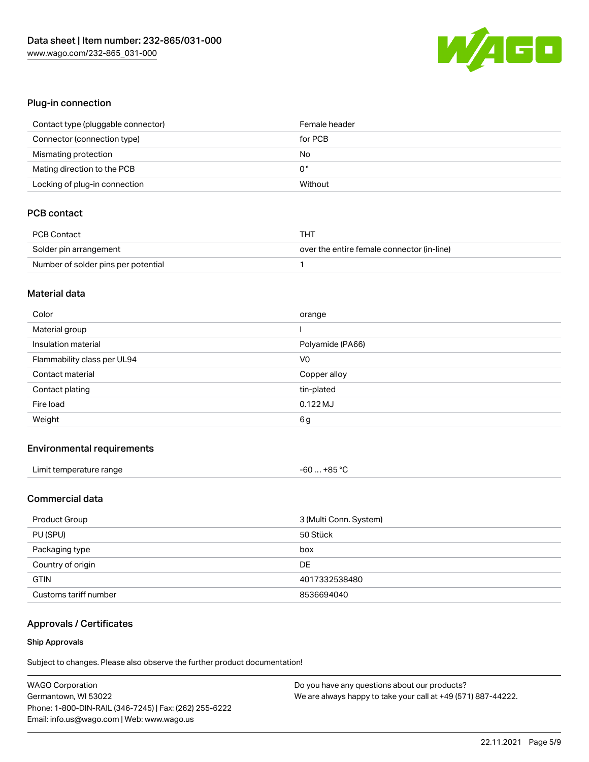## Plug-in connection

| | |
|---|---|
| Contact type (pluggable connector) | Female header |
| Connector (connection type) | for PCB |
| Mismating protection | No |
| Mating direction to the PCB | 0° |
| Locking of plug-in connection | Without |

## PCB contact

| | |
|---|---|
| PCB Contact | THT |
| Solder pin arrangement | over the entire female connector (in-line) |
| Number of solder pins per potential | 1 |

## Material data

| | |
|---|---|
| Color | orange |
| Material group | I |
| Insulation material | Polyamide (PA66) |
| Flammability class per UL94 | V0 |
| Contact material | Copper alloy |
| Contact plating | tin-plated |
| Fire load | 0.122 MJ |
| Weight | 6 g |

## Environmental requirements

| | |
|---|---|
| Limit temperature range | -60 … +85 °C |

## Commercial data

| | |
|---|---|
| Product Group | 3 (Multi Conn. System) |
| PU (SPU) | 50 Stück |
| Packaging type | box |
| Country of origin | DE |
| GTIN | 4017332538480 |
| Customs tariff number | 8536694040 |

## Approvals / Certificates

### Ship Approvals

Subject to changes. Please also observe the further product documentation!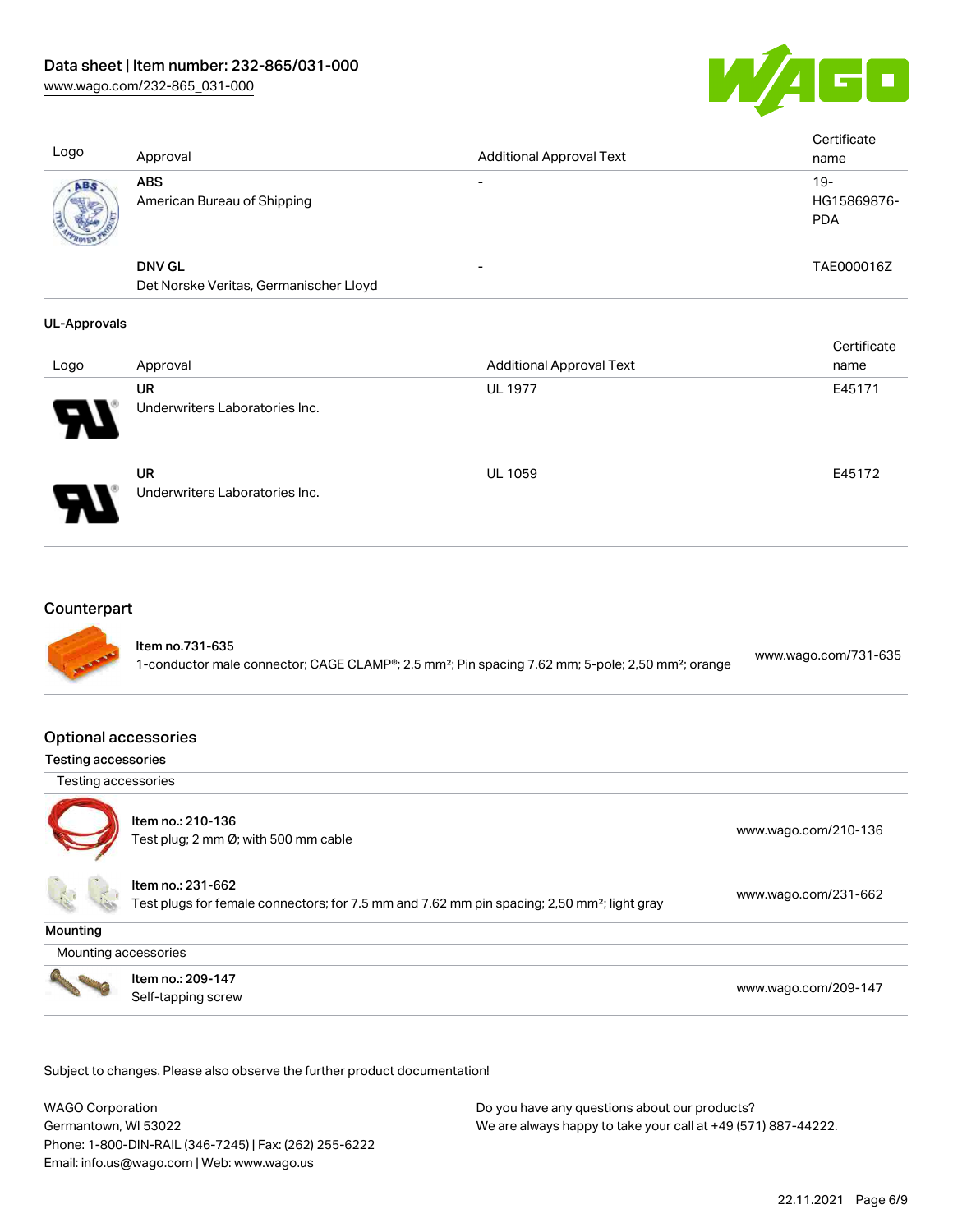| Logo | Approval | Additional Approval Text | Certificate name |
|---|---|---|---|
| | **ABS** American Bureau of Shipping | - | 19-HG15869876-PDA |
| | **DNV GL** Det Norske Veritas, Germanischer Lloyd | - | TAE000016Z |

**UL-Approvals**

| Logo | Approval | Additional Approval Text | Certificate name |
|---|---|---|---|
| | **UR** Underwriters Laboratories Inc. | UL 1977 | E45171 |
| | **UR** Underwriters Laboratories Inc. | UL 1059 | E45172 |

## Counterpart

| | Item | Link |
|---|---|---|
| | Item no.731-635 1-conductor male connector; CAGE CLAMP®; 2.5 mm²; Pin spacing 7.62 mm; 5-pole; 2,50 mm²; orange | www.wago.com/731-635 |

## Optional accessories

### Testing accessories

Testing accessories

| | Item | Link |
|---|---|---|
| | Item no.: 210-136 Test plug; 2 mm Ø; with 500 mm cable | www.wago.com/210-136 |
| | Item no.: 231-662 Test plugs for female connectors; for 7.5 mm and 7.62 mm pin spacing; 2,50 mm²; light gray | www.wago.com/231-662 |

### Mounting

Mounting accessories

| | Item | Link |
|---|---|---|
| | Item no.: 209-147 Self-tapping screw | www.wago.com/209-147 |

Subject to changes. Please also observe the further product documentation!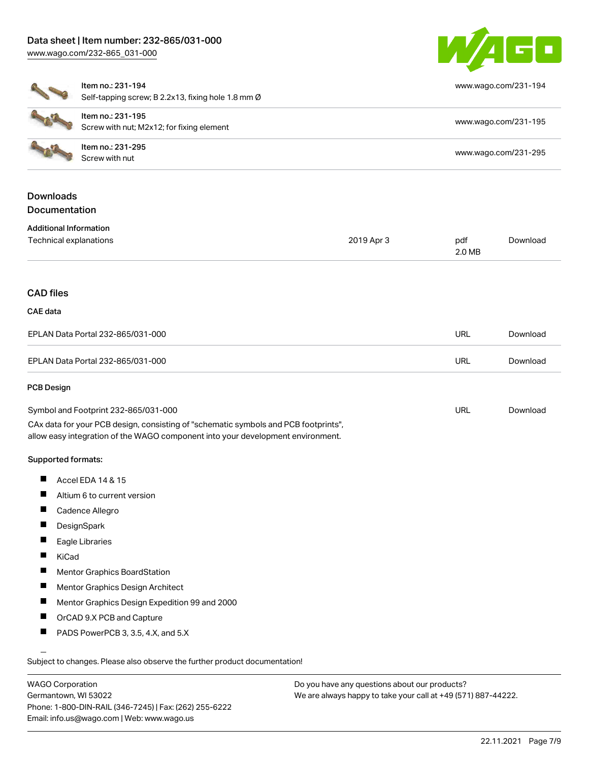| Item | Description | Link |
|---|---|---|
| Item no.: 231-194 | Self-tapping screw; B 2.2x13, fixing hole 1.8 mm Ø | www.wago.com/231-194 |
| Item no.: 231-195 | Screw with nut; M2x12; for fixing element | www.wago.com/231-195 |
| Item no.: 231-295 | Screw with nut | www.wago.com/231-295 |

## Downloads

## Documentation

### Additional Information

| Technical explanations | 2019 Apr 3 | pdf 2.0 MB | Download |
|---|---|---|---|

## CAD files

### CAE data

| EPLAN Data Portal 232-865/031-000 | URL | Download |
|---|---|---|
| EPLAN Data Portal 232-865/031-000 | URL | Download |

### PCB Design

| Symbol and Footprint 232-865/031-000 | URL | Download |
|---|---|---|

CAx data for your PCB design, consisting of "schematic symbols and PCB footprints", allow easy integration of the WAGO component into your development environment.

Supported formats:

- Accel EDA 14 & 15
- Altium 6 to current version
- Cadence Allegro
- DesignSpark
- Eagle Libraries
- KiCad
- Mentor Graphics BoardStation
- Mentor Graphics Design Architect
- Mentor Graphics Design Expedition 99 and 2000
- OrCAD 9.X PCB and Capture
- PADS PowerPCB 3, 3.5, 4.X, and 5.X

Subject to changes. Please also observe the further product documentation!

WAGO Corporation
Germantown, WI 53022
Phone: 1-800-DIN-RAIL (346-7245) | Fax: (262) 255-6222
Email: info.us@wago.com | Web: www.wago.us

Do you have any questions about our products?
We are always happy to take your call at +49 (571) 887-44222.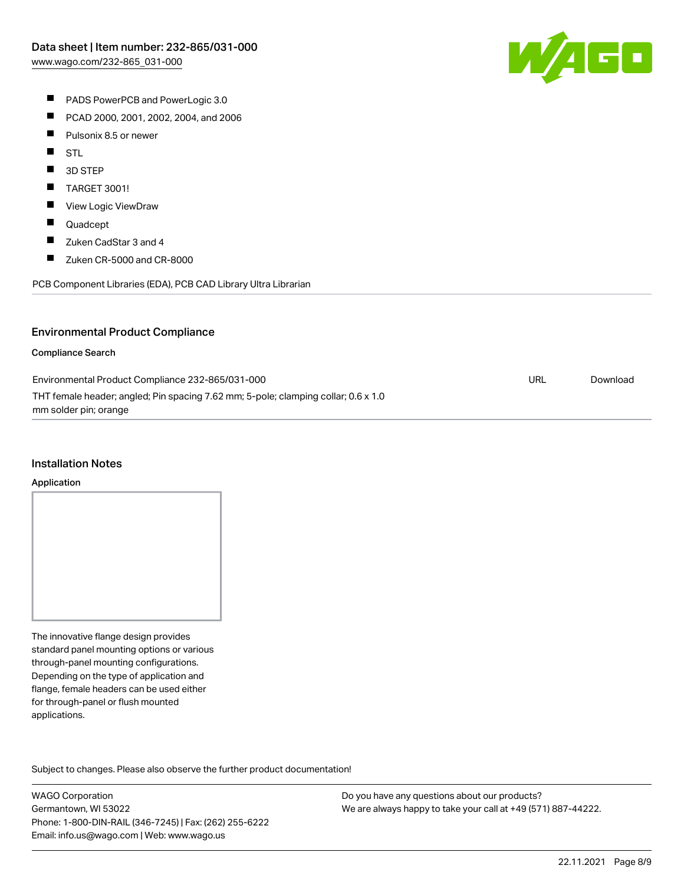- PADS PowerPCB and PowerLogic 3.0
- PCAD 2000, 2001, 2002, 2004, and 2006
- Pulsonix 8.5 or newer
- STL
- 3D STEP
- TARGET 3001!
- View Logic ViewDraw
- Quadcept
- Zuken CadStar 3 and 4
- Zuken CR-5000 and CR-8000

PCB Component Libraries (EDA), PCB CAD Library Ultra Librarian

## Environmental Product Compliance

### Compliance Search

| Environmental Product Compliance 232-865/031-000 | URL | Download |
|---|---|---|
| THT female header; angled; Pin spacing 7.62 mm; 5-pole; clamping collar; 0.6 x 1.0 mm solder pin; orange | | |

## Installation Notes

### Application

The innovative flange design provides standard panel mounting options or various through-panel mounting configurations. Depending on the type of application and flange, female headers can be used either for through-panel or flush mounted applications.

Subject to changes. Please also observe the further product documentation!

WAGO Corporation
Germantown, WI 53022
Phone: 1-800-DIN-RAIL (346-7245) | Fax: (262) 255-6222
Email: info.us@wago.com | Web: www.wago.us

Do you have any questions about our products?
We are always happy to take your call at +49 (571) 887-44222.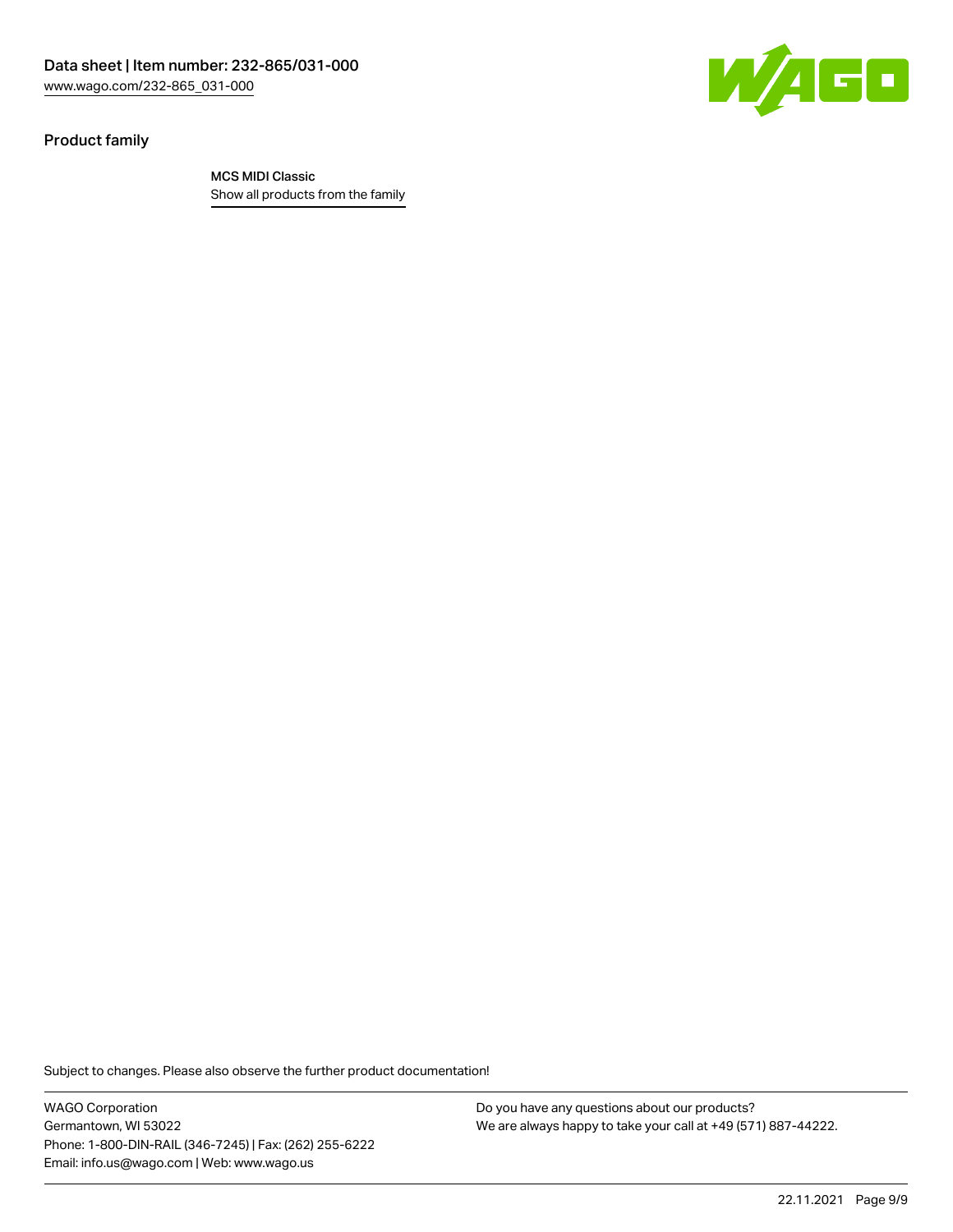## Product family

MCS MIDI Classic

Show all products from the family